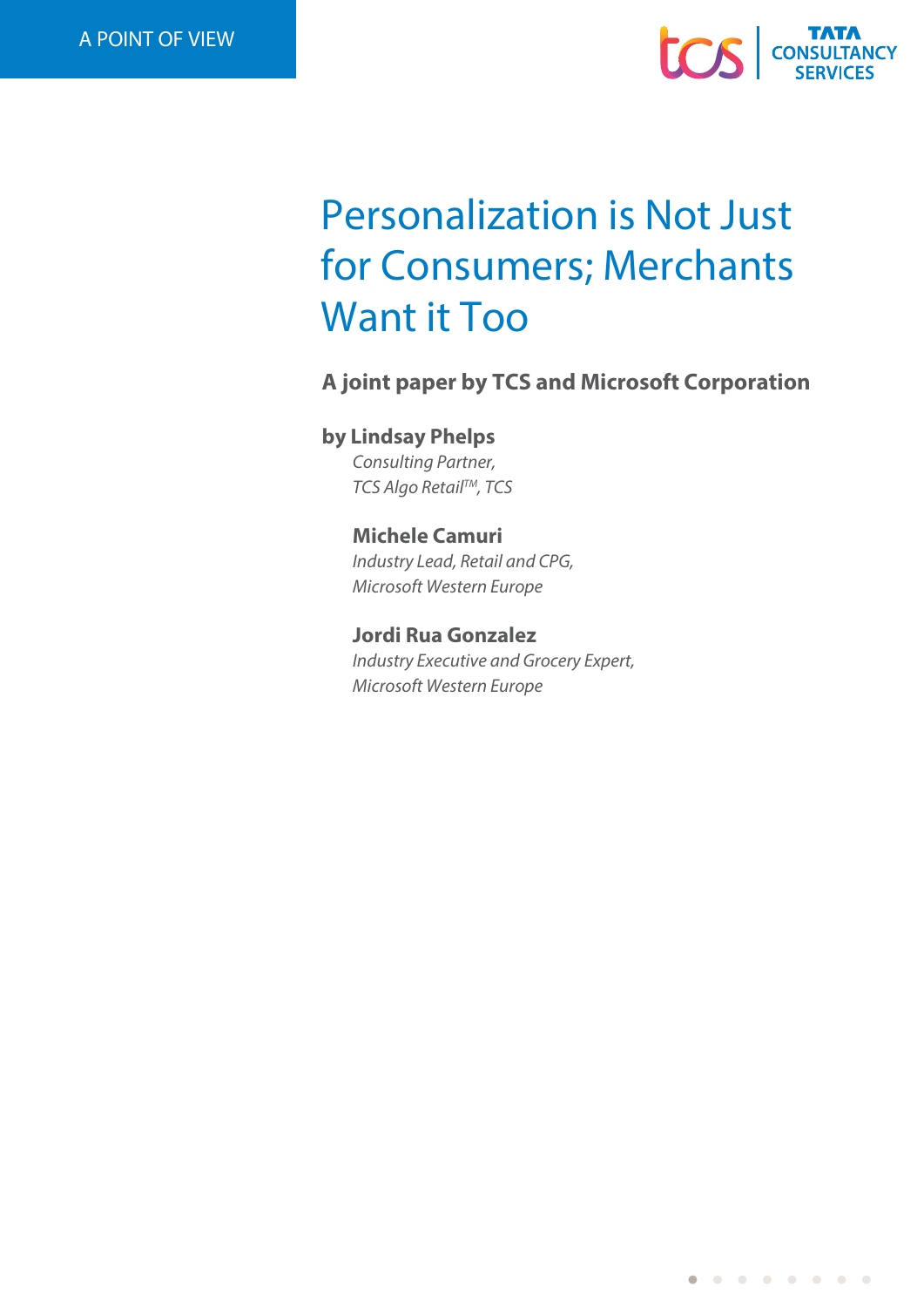A POINT OF VIEW

# Personalization is Not Just for Consumers; Merchants Want it Too

**A joint paper by TCS and Microsoft Corporation**

**by Lindsay Phelps**
*Consulting Partner,*
*TCS Algo Retail™, TCS*

**Michele Camuri**
*Industry Lead, Retail and CPG,*
*Microsoft Western Europe*

**Jordi Rua Gonzalez**
*Industry Executive and Grocery Expert,*
*Microsoft Western Europe*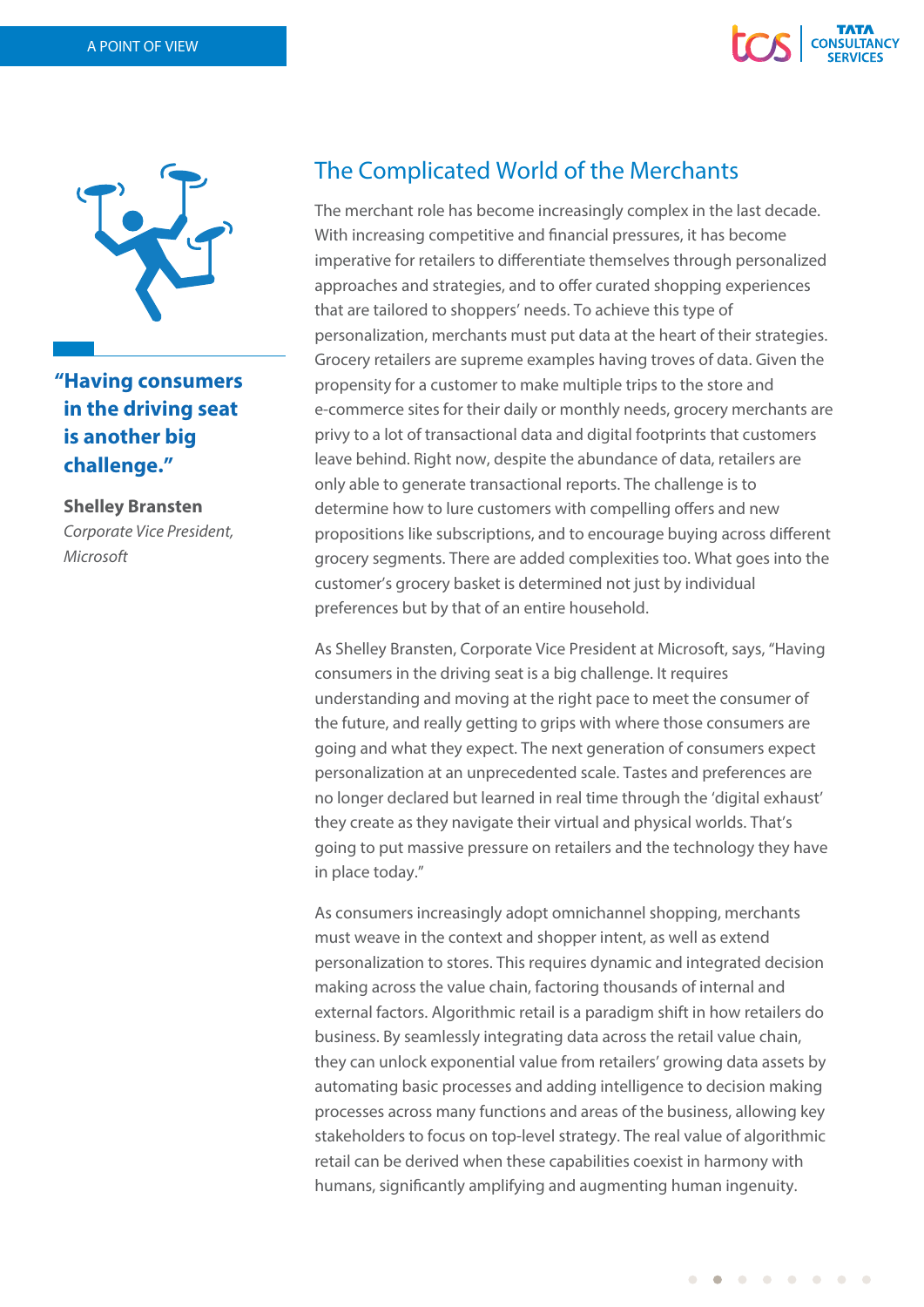## The Complicated World of the Merchants

> **"Having consumers in the driving seat is another big challenge."**
>
> **Shelley Bransten**
> *Corporate Vice President, Microsoft*

The merchant role has become increasingly complex in the last decade. With increasing competitive and financial pressures, it has become imperative for retailers to differentiate themselves through personalized approaches and strategies, and to offer curated shopping experiences that are tailored to shoppers' needs. To achieve this type of personalization, merchants must put data at the heart of their strategies. Grocery retailers are supreme examples having troves of data. Given the propensity for a customer to make multiple trips to the store and e-commerce sites for their daily or monthly needs, grocery merchants are privy to a lot of transactional data and digital footprints that customers leave behind. Right now, despite the abundance of data, retailers are only able to generate transactional reports. The challenge is to determine how to lure customers with compelling offers and new propositions like subscriptions, and to encourage buying across different grocery segments. There are added complexities too. What goes into the customer's grocery basket is determined not just by individual preferences but by that of an entire household.

As Shelley Bransten, Corporate Vice President at Microsoft, says, "Having consumers in the driving seat is a big challenge. It requires understanding and moving at the right pace to meet the consumer of the future, and really getting to grips with where those consumers are going and what they expect. The next generation of consumers expect personalization at an unprecedented scale. Tastes and preferences are no longer declared but learned in real time through the 'digital exhaust' they create as they navigate their virtual and physical worlds. That's going to put massive pressure on retailers and the technology they have in place today."

As consumers increasingly adopt omnichannel shopping, merchants must weave in the context and shopper intent, as well as extend personalization to stores. This requires dynamic and integrated decision making across the value chain, factoring thousands of internal and external factors. Algorithmic retail is a paradigm shift in how retailers do business. By seamlessly integrating data across the retail value chain, they can unlock exponential value from retailers' growing data assets by automating basic processes and adding intelligence to decision making processes across many functions and areas of the business, allowing key stakeholders to focus on top-level strategy. The real value of algorithmic retail can be derived when these capabilities coexist in harmony with humans, significantly amplifying and augmenting human ingenuity.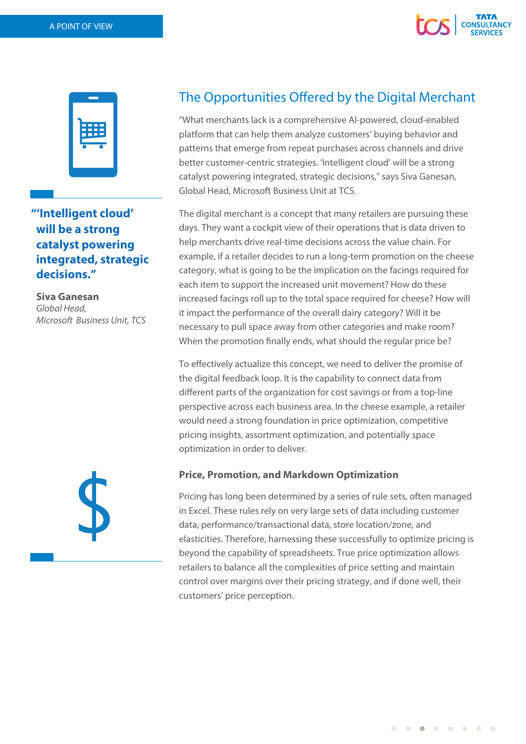## The Opportunities Offered by the Digital Merchant

"What merchants lack is a comprehensive AI-powered, cloud-enabled platform that can help them analyze customers' buying behavior and patterns that emerge from repeat purchases across channels and drive better customer-centric strategies. 'Intelligent cloud' will be a strong catalyst powering integrated, strategic decisions," says Siva Ganesan, Global Head, Microsoft Business Unit at TCS.

> **"'Intelligent cloud' will be a strong catalyst powering integrated, strategic decisions."**
>
> **Siva Ganesan**
> *Global Head,*
> *Microsoft Business Unit, TCS*

The digital merchant is a concept that many retailers are pursuing these days. They want a cockpit view of their operations that is data driven to help merchants drive real-time decisions across the value chain. For example, if a retailer decides to run a long-term promotion on the cheese category, what is going to be the implication on the facings required for each item to support the increased unit movement? How do these increased facings roll up to the total space required for cheese? How will it impact the performance of the overall dairy category? Will it be necessary to pull space away from other categories and make room? When the promotion finally ends, what should the regular price be?

To effectively actualize this concept, we need to deliver the promise of the digital feedback loop. It is the capability to connect data from different parts of the organization for cost savings or from a top-line perspective across each business area. In the cheese example, a retailer would need a strong foundation in price optimization, competitive pricing insights, assortment optimization, and potentially space optimization in order to deliver.

### Price, Promotion, and Markdown Optimization

Pricing has long been determined by a series of rule sets, often managed in Excel. These rules rely on very large sets of data including customer data, performance/transactional data, store location/zone, and elasticities. Therefore, harnessing these successfully to optimize pricing is beyond the capability of spreadsheets. True price optimization allows retailers to balance all the complexities of price setting and maintain control over margins over their pricing strategy, and if done well, their customers' price perception.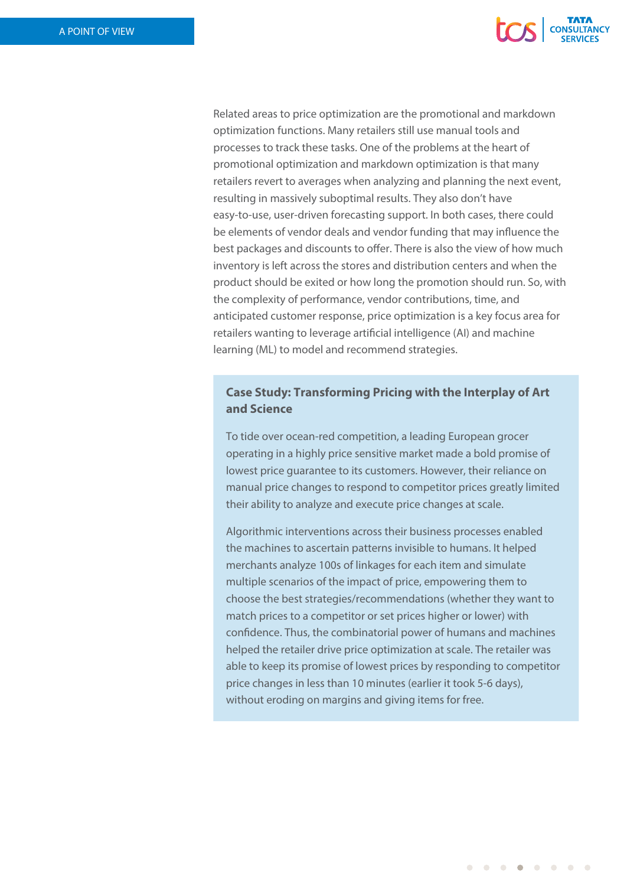Related areas to price optimization are the promotional and markdown optimization functions. Many retailers still use manual tools and processes to track these tasks. One of the problems at the heart of promotional optimization and markdown optimization is that many retailers revert to averages when analyzing and planning the next event, resulting in massively suboptimal results. They also don't have easy-to-use, user-driven forecasting support. In both cases, there could be elements of vendor deals and vendor funding that may influence the best packages and discounts to offer. There is also the view of how much inventory is left across the stores and distribution centers and when the product should be exited or how long the promotion should run. So, with the complexity of performance, vendor contributions, time, and anticipated customer response, price optimization is a key focus area for retailers wanting to leverage artificial intelligence (AI) and machine learning (ML) to model and recommend strategies.

### Case Study: Transforming Pricing with the Interplay of Art and Science

To tide over ocean-red competition, a leading European grocer operating in a highly price sensitive market made a bold promise of lowest price guarantee to its customers. However, their reliance on manual price changes to respond to competitor prices greatly limited their ability to analyze and execute price changes at scale.

Algorithmic interventions across their business processes enabled the machines to ascertain patterns invisible to humans. It helped merchants analyze 100s of linkages for each item and simulate multiple scenarios of the impact of price, empowering them to choose the best strategies/recommendations (whether they want to match prices to a competitor or set prices higher or lower) with confidence. Thus, the combinatorial power of humans and machines helped the retailer drive price optimization at scale. The retailer was able to keep its promise of lowest prices by responding to competitor price changes in less than 10 minutes (earlier it took 5-6 days), without eroding on margins and giving items for free.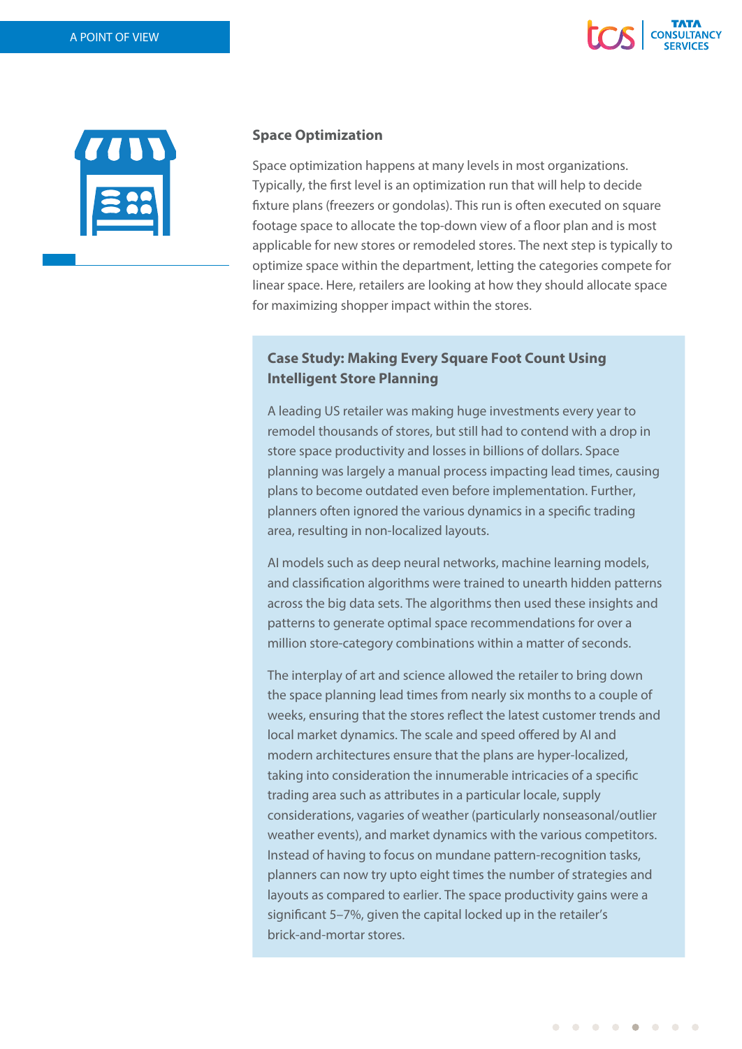## Space Optimization

Space optimization happens at many levels in most organizations. Typically, the first level is an optimization run that will help to decide fixture plans (freezers or gondolas). This run is often executed on square footage space to allocate the top-down view of a floor plan and is most applicable for new stores or remodeled stores. The next step is typically to optimize space within the department, letting the categories compete for linear space. Here, retailers are looking at how they should allocate space for maximizing shopper impact within the stores.

### Case Study: Making Every Square Foot Count Using Intelligent Store Planning

A leading US retailer was making huge investments every year to remodel thousands of stores, but still had to contend with a drop in store space productivity and losses in billions of dollars. Space planning was largely a manual process impacting lead times, causing plans to become outdated even before implementation. Further, planners often ignored the various dynamics in a specific trading area, resulting in non-localized layouts.

AI models such as deep neural networks, machine learning models, and classification algorithms were trained to unearth hidden patterns across the big data sets. The algorithms then used these insights and patterns to generate optimal space recommendations for over a million store-category combinations within a matter of seconds.

The interplay of art and science allowed the retailer to bring down the space planning lead times from nearly six months to a couple of weeks, ensuring that the stores reflect the latest customer trends and local market dynamics. The scale and speed offered by AI and modern architectures ensure that the plans are hyper-localized, taking into consideration the innumerable intricacies of a specific trading area such as attributes in a particular locale, supply considerations, vagaries of weather (particularly nonseasonal/outlier weather events), and market dynamics with the various competitors. Instead of having to focus on mundane pattern-recognition tasks, planners can now try upto eight times the number of strategies and layouts as compared to earlier. The space productivity gains were a significant 5–7%, given the capital locked up in the retailer's brick-and-mortar stores.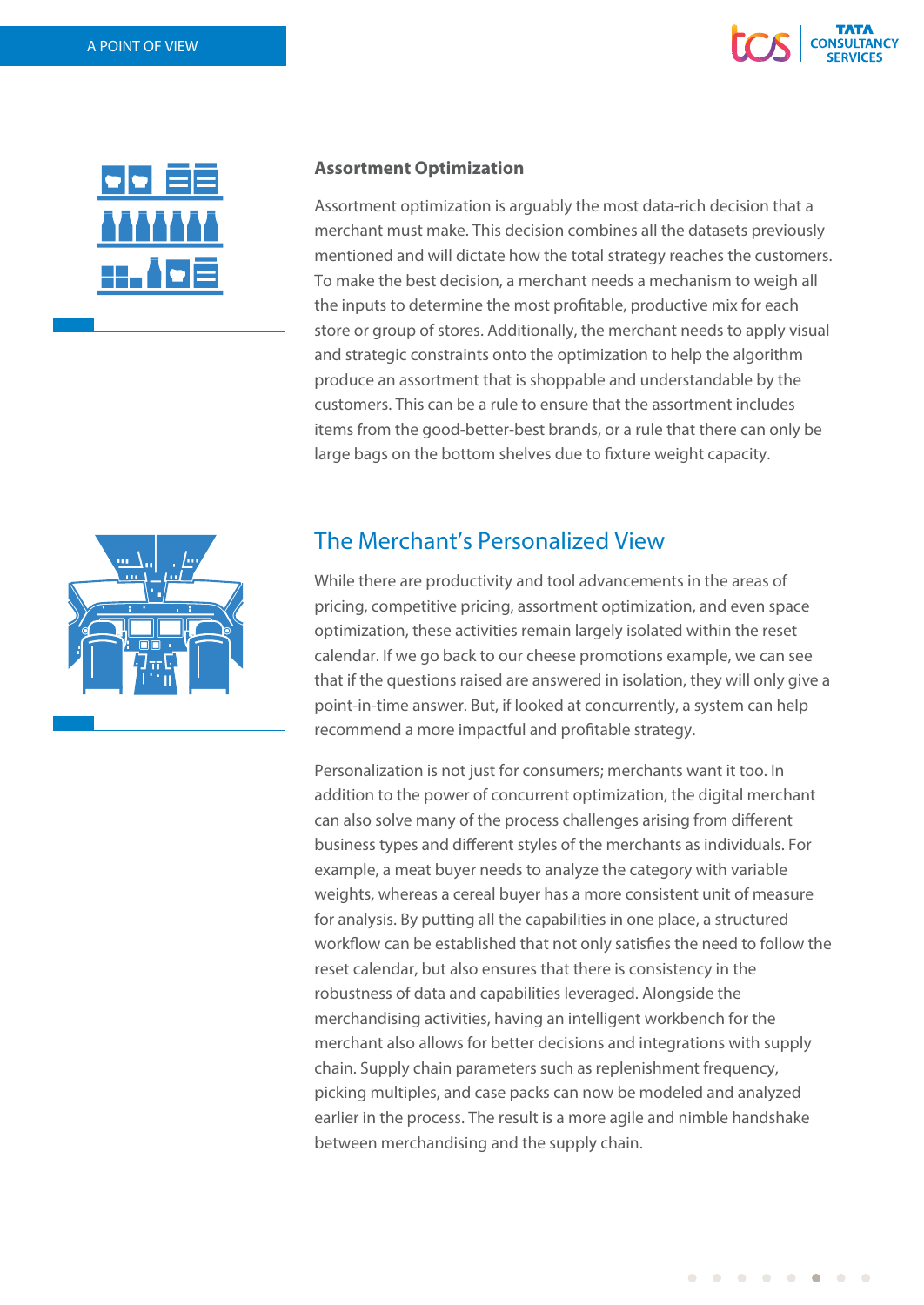### Assortment Optimization

Assortment optimization is arguably the most data-rich decision that a merchant must make. This decision combines all the datasets previously mentioned and will dictate how the total strategy reaches the customers. To make the best decision, a merchant needs a mechanism to weigh all the inputs to determine the most profitable, productive mix for each store or group of stores. Additionally, the merchant needs to apply visual and strategic constraints onto the optimization to help the algorithm produce an assortment that is shoppable and understandable by the customers. This can be a rule to ensure that the assortment includes items from the good-better-best brands, or a rule that there can only be large bags on the bottom shelves due to fixture weight capacity.

## The Merchant's Personalized View

While there are productivity and tool advancements in the areas of pricing, competitive pricing, assortment optimization, and even space optimization, these activities remain largely isolated within the reset calendar. If we go back to our cheese promotions example, we can see that if the questions raised are answered in isolation, they will only give a point-in-time answer. But, if looked at concurrently, a system can help recommend a more impactful and profitable strategy.

Personalization is not just for consumers; merchants want it too. In addition to the power of concurrent optimization, the digital merchant can also solve many of the process challenges arising from different business types and different styles of the merchants as individuals. For example, a meat buyer needs to analyze the category with variable weights, whereas a cereal buyer has a more consistent unit of measure for analysis. By putting all the capabilities in one place, a structured workflow can be established that not only satisfies the need to follow the reset calendar, but also ensures that there is consistency in the robustness of data and capabilities leveraged. Alongside the merchandising activities, having an intelligent workbench for the merchant also allows for better decisions and integrations with supply chain. Supply chain parameters such as replenishment frequency, picking multiples, and case packs can now be modeled and analyzed earlier in the process. The result is a more agile and nimble handshake between merchandising and the supply chain.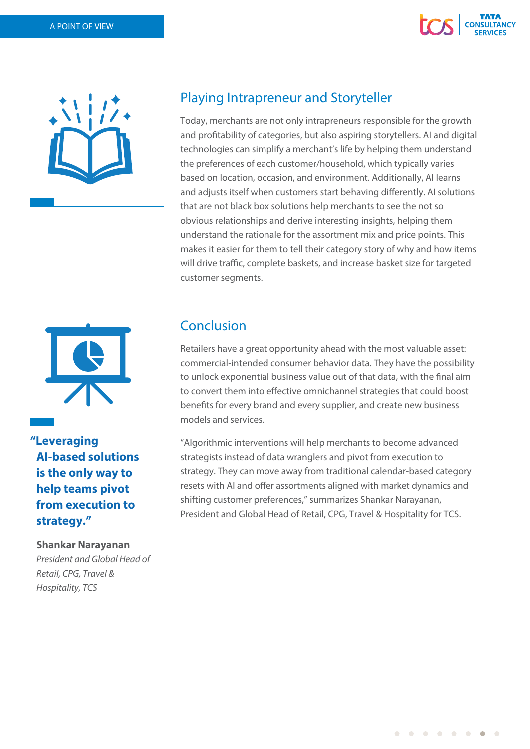## Playing Intrapreneur and Storyteller

Today, merchants are not only intrapreneurs responsible for the growth and profitability of categories, but also aspiring storytellers. AI and digital technologies can simplify a merchant's life by helping them understand the preferences of each customer/household, which typically varies based on location, occasion, and environment. Additionally, AI learns and adjusts itself when customers start behaving differently. AI solutions that are not black box solutions help merchants to see the not so obvious relationships and derive interesting insights, helping them understand the rationale for the assortment mix and price points. This makes it easier for them to tell their category story of why and how items will drive traffic, complete baskets, and increase basket size for targeted customer segments.

## Conclusion

Retailers have a great opportunity ahead with the most valuable asset: commercial-intended consumer behavior data. They have the possibility to unlock exponential business value out of that data, with the final aim to convert them into effective omnichannel strategies that could boost benefits for every brand and every supplier, and create new business models and services.

"Algorithmic interventions will help merchants to become advanced strategists instead of data wranglers and pivot from execution to strategy. They can move away from traditional calendar-based category resets with AI and offer assortments aligned with market dynamics and shifting customer preferences," summarizes Shankar Narayanan, President and Global Head of Retail, CPG, Travel & Hospitality for TCS.

**"Leveraging AI-based solutions is the only way to help teams pivot from execution to strategy."**

**Shankar Narayanan**
*President and Global Head of Retail, CPG, Travel & Hospitality, TCS*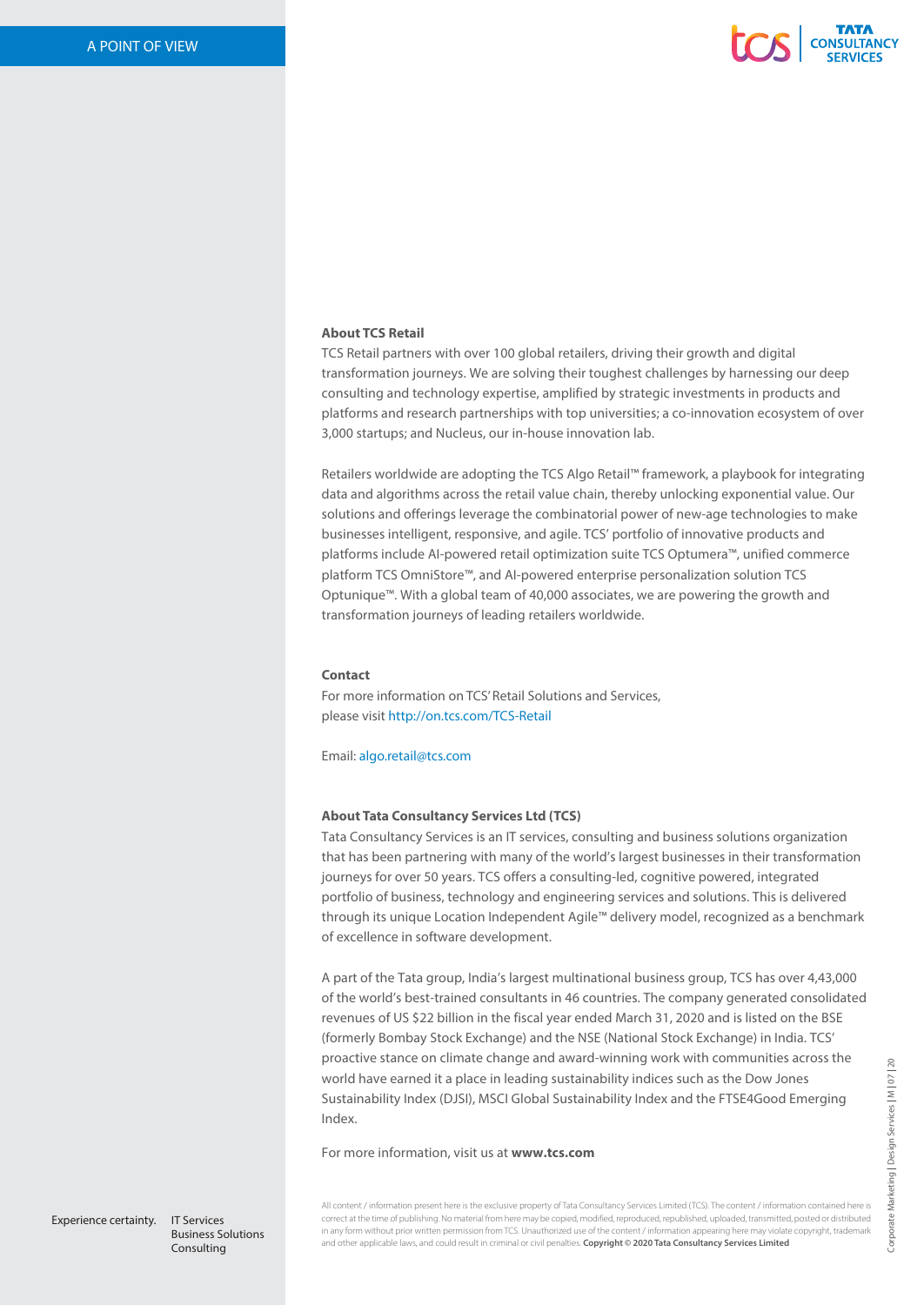### About TCS Retail

TCS Retail partners with over 100 global retailers, driving their growth and digital transformation journeys. We are solving their toughest challenges by harnessing our deep consulting and technology expertise, amplified by strategic investments in products and platforms and research partnerships with top universities; a co-innovation ecosystem of over 3,000 startups; and Nucleus, our in-house innovation lab.

Retailers worldwide are adopting the TCS Algo Retail™ framework, a playbook for integrating data and algorithms across the retail value chain, thereby unlocking exponential value. Our solutions and offerings leverage the combinatorial power of new-age technologies to make businesses intelligent, responsive, and agile. TCS' portfolio of innovative products and platforms include AI-powered retail optimization suite TCS Optumera™, unified commerce platform TCS OmniStore™, and AI-powered enterprise personalization solution TCS Optunique™. With a global team of 40,000 associates, we are powering the growth and transformation journeys of leading retailers worldwide.

### Contact

For more information on TCS' Retail Solutions and Services, please visit http://on.tcs.com/TCS-Retail

Email: algo.retail@tcs.com

### About Tata Consultancy Services Ltd (TCS)

Tata Consultancy Services is an IT services, consulting and business solutions organization that has been partnering with many of the world's largest businesses in their transformation journeys for over 50 years. TCS offers a consulting-led, cognitive powered, integrated portfolio of business, technology and engineering services and solutions. This is delivered through its unique Location Independent Agile™ delivery model, recognized as a benchmark of excellence in software development.

A part of the Tata group, India's largest multinational business group, TCS has over 4,43,000 of the world's best-trained consultants in 46 countries. The company generated consolidated revenues of US $22 billion in the fiscal year ended March 31, 2020 and is listed on the BSE (formerly Bombay Stock Exchange) and the NSE (National Stock Exchange) in India. TCS' proactive stance on climate change and award-winning work with communities across the world have earned it a place in leading sustainability indices such as the Dow Jones Sustainability Index (DJSI), MSCI Global Sustainability Index and the FTSE4Good Emerging Index.

For more information, visit us at **www.tcs.com**

All content / information present here is the exclusive property of Tata Consultancy Services Limited (TCS). The content / information contained here is correct at the time of publishing. No material from here may be copied, modified, reproduced, republished, uploaded, transmitted, posted or distributed in any form without prior written permission from TCS. Unauthorized use of the content / information appearing here may violate copyright, trademark and other applicable laws, and could result in criminal or civil penalties. **Copyright © 2020 Tata Consultancy Services Limited**

Experience certainty. IT Services | Business Solutions | Consulting